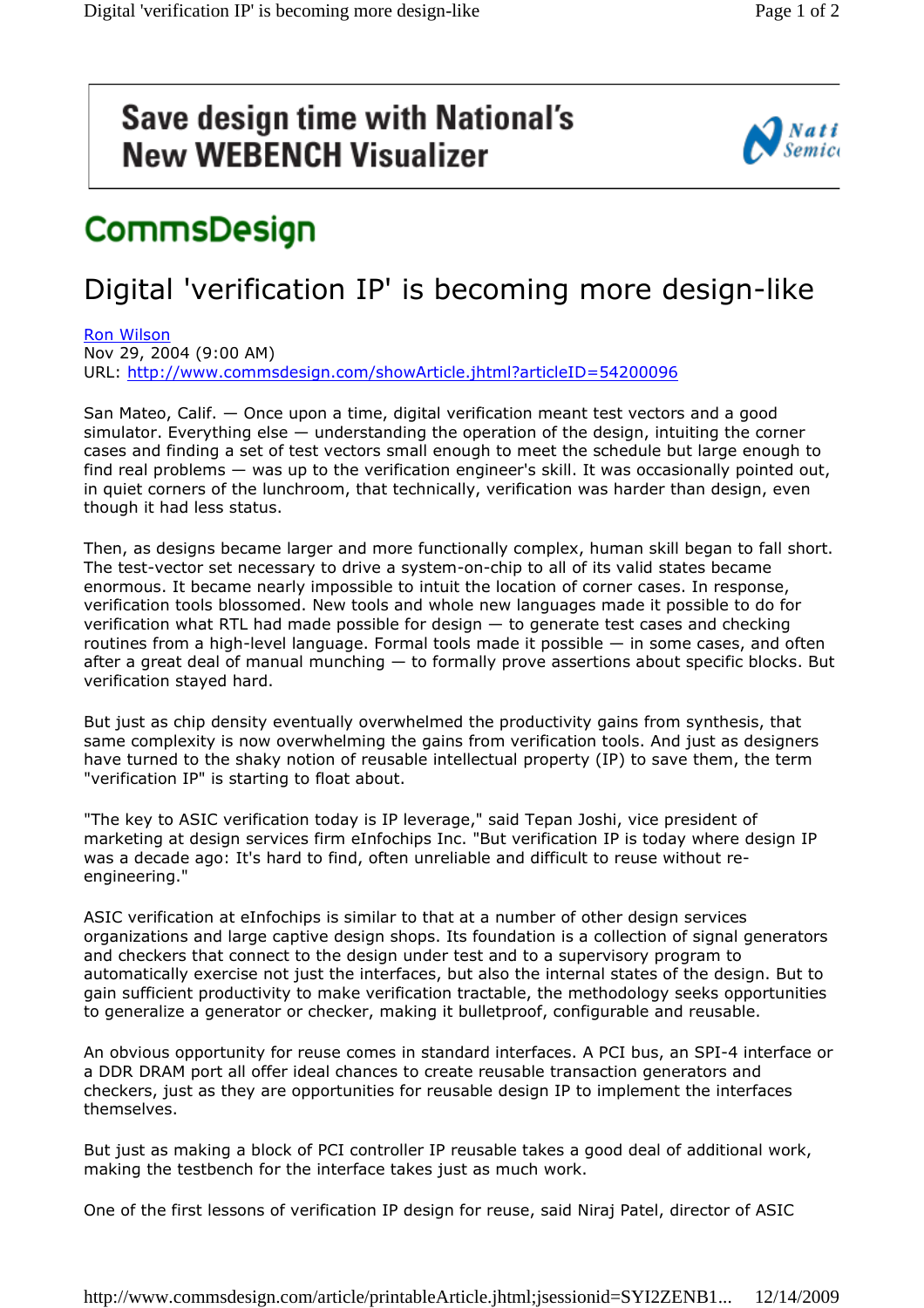Save design time with National's New WEBENCH Visualizer

CommsDesign

# Digital 'verification IP' is becoming more design-like

Ron Wilson
Nov 29, 2004 (9:00 AM)
URL: http://www.commsdesign.com/showArticle.jhtml?articleID=54200096

San Mateo, Calif. — Once upon a time, digital verification meant test vectors and a good simulator. Everything else — understanding the operation of the design, intuiting the corner cases and finding a set of test vectors small enough to meet the schedule but large enough to find real problems — was up to the verification engineer's skill. It was occasionally pointed out, in quiet corners of the lunchroom, that technically, verification was harder than design, even though it had less status.

Then, as designs became larger and more functionally complex, human skill began to fall short. The test-vector set necessary to drive a system-on-chip to all of its valid states became enormous. It became nearly impossible to intuit the location of corner cases. In response, verification tools blossomed. New tools and whole new languages made it possible to do for verification what RTL had made possible for design — to generate test cases and checking routines from a high-level language. Formal tools made it possible — in some cases, and often after a great deal of manual munching — to formally prove assertions about specific blocks. But verification stayed hard.

But just as chip density eventually overwhelmed the productivity gains from synthesis, that same complexity is now overwhelming the gains from verification tools. And just as designers have turned to the shaky notion of reusable intellectual property (IP) to save them, the term "verification IP" is starting to float about.

"The key to ASIC verification today is IP leverage," said Tepan Joshi, vice president of marketing at design services firm eInfochips Inc. "But verification IP is today where design IP was a decade ago: It's hard to find, often unreliable and difficult to reuse without re-engineering."

ASIC verification at eInfochips is similar to that at a number of other design services organizations and large captive design shops. Its foundation is a collection of signal generators and checkers that connect to the design under test and to a supervisory program to automatically exercise not just the interfaces, but also the internal states of the design. But to gain sufficient productivity to make verification tractable, the methodology seeks opportunities to generalize a generator or checker, making it bulletproof, configurable and reusable.

An obvious opportunity for reuse comes in standard interfaces. A PCI bus, an SPI-4 interface or a DDR DRAM port all offer ideal chances to create reusable transaction generators and checkers, just as they are opportunities for reusable design IP to implement the interfaces themselves.

But just as making a block of PCI controller IP reusable takes a good deal of additional work, making the testbench for the interface takes just as much work.

One of the first lessons of verification IP design for reuse, said Niraj Patel, director of ASIC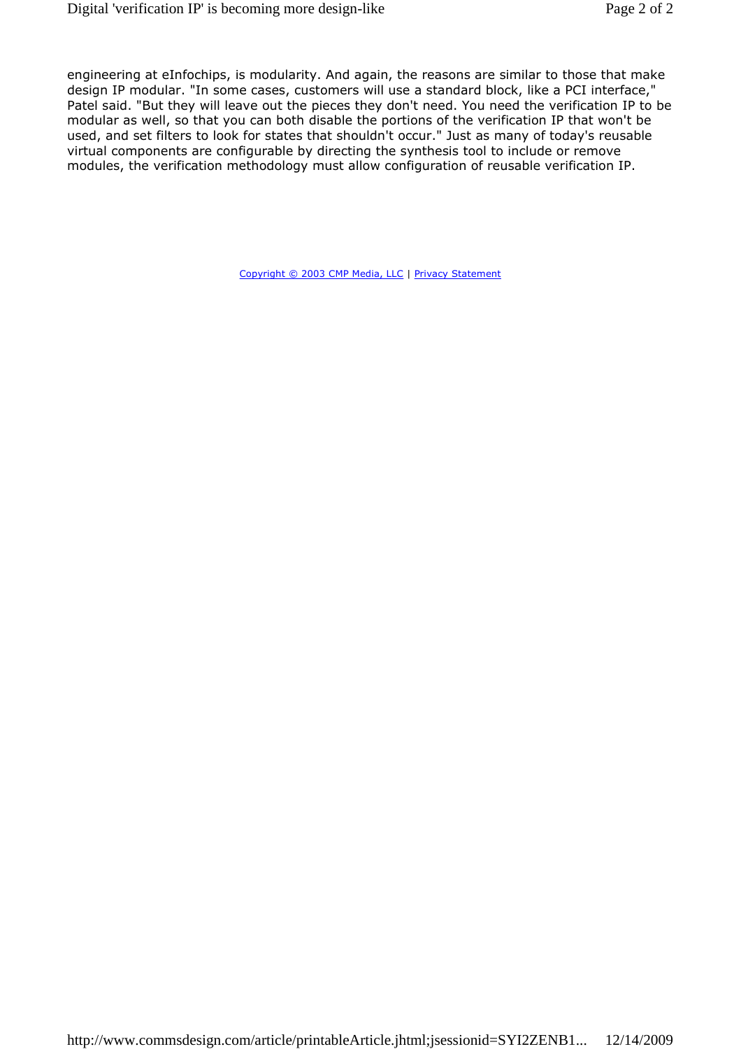engineering at eInfochips, is modularity. And again, the reasons are similar to those that make design IP modular. "In some cases, customers will use a standard block, like a PCI interface," Patel said. "But they will leave out the pieces they don't need. You need the verification IP to be modular as well, so that you can both disable the portions of the verification IP that won't be used, and set filters to look for states that shouldn't occur." Just as many of today's reusable virtual components are configurable by directing the synthesis tool to include or remove modules, the verification methodology must allow configuration of reusable verification IP.

Copyright © 2003 CMP Media, LLC | Privacy Statement